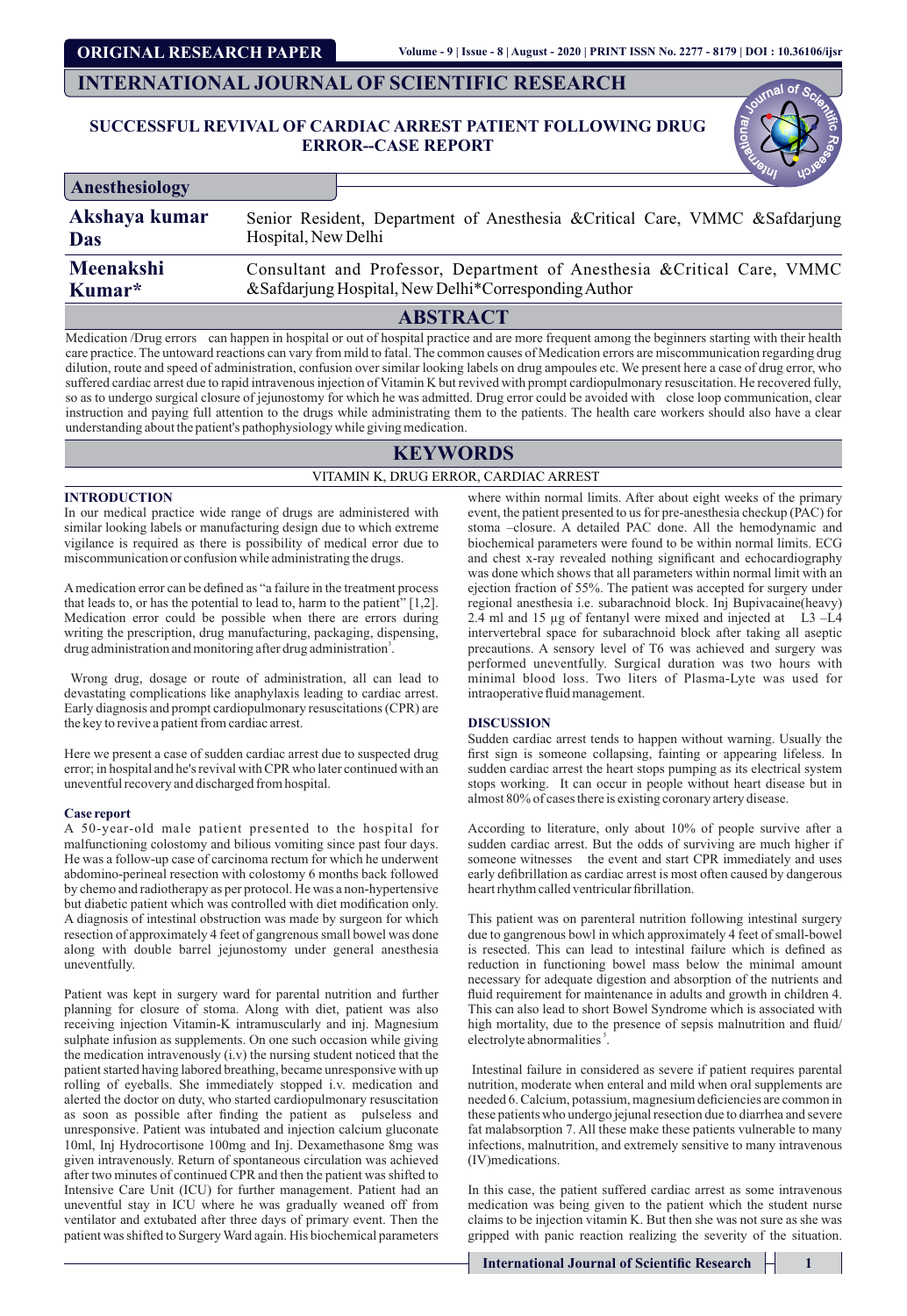ORIGINAL RESEARCH PAPER

# SUCCESSFUL REVIVAL OF CARDIAC ARREST PATIENT FOLLOWING DRUG ERROR--CASE REPORT

**Anesthesiology**

| | |
|---|---|
| **Akshaya kumar Das** | Senior Resident, Department of Anesthesia &Critical Care, VMMC &Safdarjung Hospital, New Delhi |
| **Meenakshi Kumar*** | Consultant and Professor, Department of Anesthesia &Critical Care, VMMC &Safdarjung Hospital, New Delhi*Corresponding Author |

## ABSTRACT

Medication /Drug errors can happen in hospital or out of hospital practice and are more frequent among the beginners starting with their health care practice. The untoward reactions can vary from mild to fatal. The common causes of Medication errors are miscommunication regarding drug dilution, route and speed of administration, confusion over similar looking labels on drug ampoules etc. We present here a case of drug error, who suffered cardiac arrest due to rapid intravenous injection of Vitamin K but revived with prompt cardiopulmonary resuscitation. He recovered fully, so as to undergo surgical closure of jejunostomy for which he was admitted. Drug error could be avoided with close loop communication, clear instruction and paying full attention to the drugs while administrating them to the patients. The health care workers should also have a clear understanding about the patient's pathophysiology while giving medication.

## KEYWORDS

VITAMIN K, DRUG ERROR, CARDIAC ARREST

## INTRODUCTION

In our medical practice wide range of drugs are administered with similar looking labels or manufacturing design due to which extreme vigilance is required as there is possibility of medical error due to miscommunication or confusion while administrating the drugs.

A medication error can be defined as "a failure in the treatment process that leads to, or has the potential to lead to, harm to the patient" [1,2]. Medication error could be possible when there are errors during writing the prescription, drug manufacturing, packaging, dispensing, drug administration and monitoring after drug administration[3].

Wrong drug, dosage or route of administration, all can lead to devastating complications like anaphylaxis leading to cardiac arrest. Early diagnosis and prompt cardiopulmonary resuscitations (CPR) are the key to revive a patient from cardiac arrest.

Here we present a case of sudden cardiac arrest due to suspected drug error; in hospital and he's revival with CPR who later continued with an uneventful recovery and discharged from hospital.

### Case report

A 50-year-old male patient presented to the hospital for malfunctioning colostomy and bilious vomiting since past four days. He was a follow-up case of carcinoma rectum for which he underwent abdomino-perineal resection with colostomy 6 months back followed by chemo and radiotherapy as per protocol. He was a non-hypertensive but diabetic patient which was controlled with diet modification only. A diagnosis of intestinal obstruction was made by surgeon for which resection of approximately 4 feet of gangrenous small bowel was done along with double barrel jejunostomy under general anesthesia uneventfully.

Patient was kept in surgery ward for parental nutrition and further planning for closure of stoma. Along with diet, patient was also receiving injection Vitamin-K intramuscularly and inj. Magnesium sulphate infusion as supplements. On one such occasion while giving the medication intravenously (i.v) the nursing student noticed that the patient started having labored breathing, became unresponsive with up rolling of eyeballs. She immediately stopped i.v. medication and alerted the doctor on duty, who started cardiopulmonary resuscitation as soon as possible after finding the patient as pulseless and unresponsive. Patient was intubated and injection calcium gluconate 10ml, Inj Hydrocortisone 100mg and Inj. Dexamethasone 8mg was given intravenously. Return of spontaneous circulation was achieved after two minutes of continued CPR and then the patient was shifted to Intensive Care Unit (ICU) for further management. Patient had an uneventful stay in ICU where he was gradually weaned off from ventilator and extubated after three days of primary event. Then the patient was shifted to Surgery Ward again. His biochemical parameters where within normal limits. After about eight weeks of the primary event, the patient presented to us for pre-anesthesia checkup (PAC) for stoma –closure. A detailed PAC done. All the hemodynamic and biochemical parameters were found to be within normal limits. ECG and chest x-ray revealed nothing significant and echocardiography was done which shows that all parameters within normal limit with an ejection fraction of 55%. The patient was accepted for surgery under regional anesthesia i.e. subarachnoid block. Inj Bupivacaine(heavy) 2.4 ml and 15 μg of fentanyl were mixed and injected at L3 –L4 intervertebral space for subarachnoid block after taking all aseptic precautions. A sensory level of T6 was achieved and surgery was performed uneventfully. Surgical duration was two hours with minimal blood loss. Two liters of Plasma-Lyte was used for intraoperative fluid management.

## DISCUSSION

Sudden cardiac arrest tends to happen without warning. Usually the first sign is someone collapsing, fainting or appearing lifeless. In sudden cardiac arrest the heart stops pumping as its electrical system stops working. It can occur in people without heart disease but in almost 80% of cases there is existing coronary artery disease.

According to literature, only about 10% of people survive after a sudden cardiac arrest. But the odds of surviving are much higher if someone witnesses the event and start CPR immediately and uses early defibrillation as cardiac arrest is most often caused by dangerous heart rhythm called ventricular fibrillation.

This patient was on parenteral nutrition following intestinal surgery due to gangrenous bowel in which approximately 4 feet of small-bowel is resected. This can lead to intestinal failure which is defined as reduction in functioning bowel mass below the minimal amount necessary for adequate digestion and absorption of the nutrients and fluid requirement for maintenance in adults and growth in children 4. This can also lead to short Bowel Syndrome which is associated with high mortality, due to the presence of sepsis malnutrition and fluid/ electrolyte abnormalities[5].

Intestinal failure in considered as severe if patient requires parental nutrition, moderate when enteral and mild when oral supplements are needed 6. Calcium, potassium, magnesium deficiencies are common in these patients who undergo jejunal resection due to diarrhea and severe fat malabsorption 7. All these make these patients vulnerable to many infections, malnutrition, and extremely sensitive to many intravenous (IV)medications.

In this case, the patient suffered cardiac arrest as some intravenous medication was being given to the patient which the student nurse claims to be injection vitamin K. But then she was not sure as she was gripped with panic reaction realizing the severity of the situation.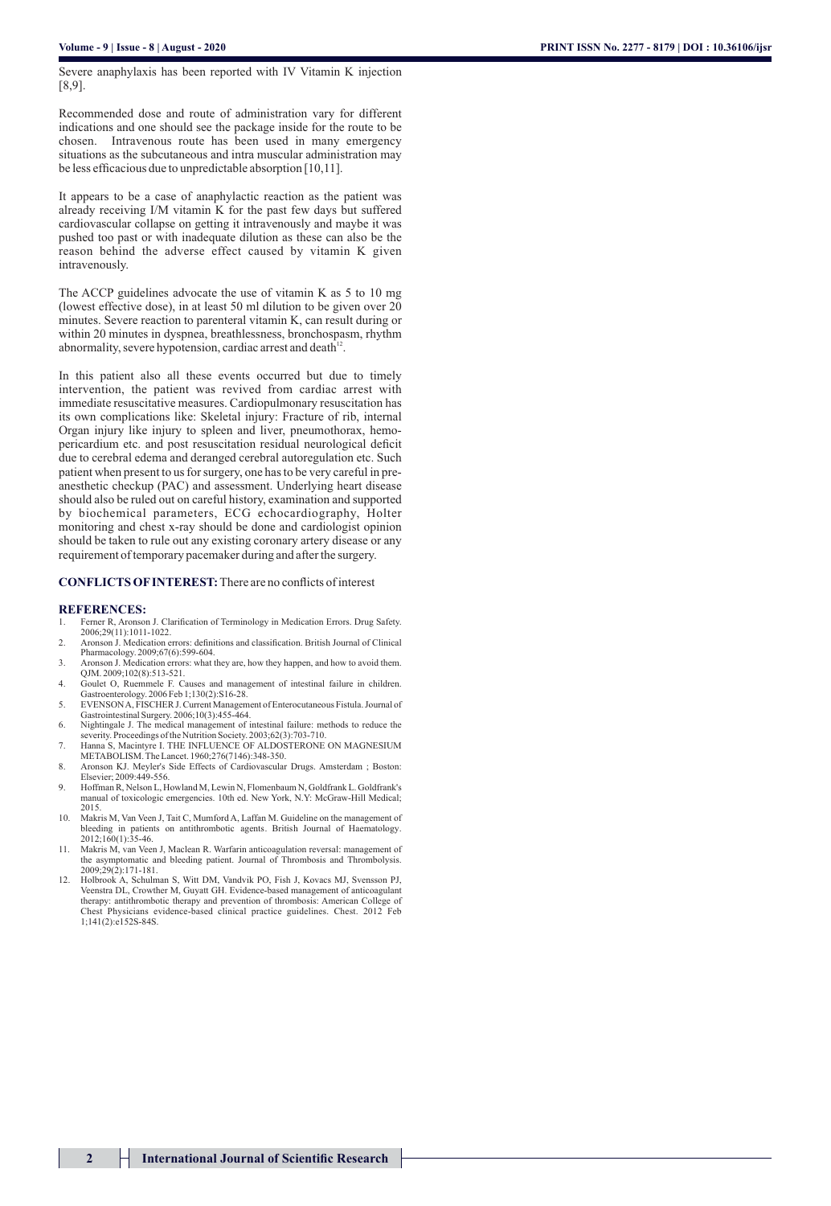Severe anaphylaxis has been reported with IV Vitamin K injection [8,9].

Recommended dose and route of administration vary for different indications and one should see the package inside for the route to be chosen. Intravenous route has been used in many emergency situations as the subcutaneous and intra muscular administration may be less efficacious due to unpredictable absorption [10,11].

It appears to be a case of anaphylactic reaction as the patient was already receiving I/M vitamin K for the past few days but suffered cardiovascular collapse on getting it intravenously and maybe it was pushed too past or with inadequate dilution as these can also be the reason behind the adverse effect caused by vitamin K given intravenously.

The ACCP guidelines advocate the use of vitamin K as 5 to 10 mg (lowest effective dose), in at least 50 ml dilution to be given over 20 minutes. Severe reaction to parenteral vitamin K, can result during or within 20 minutes in dyspnea, breathlessness, bronchospasm, rhythm abnormality, severe hypotension, cardiac arrest and death[12].

In this patient also all these events occurred but due to timely intervention, the patient was revived from cardiac arrest with immediate resuscitative measures. Cardiopulmonary resuscitation has its own complications like: Skeletal injury: Fracture of rib, internal Organ injury like injury to spleen and liver, pneumothorax, hemo-pericardium etc. and post resuscitation residual neurological deficit due to cerebral edema and deranged cerebral autoregulation etc. Such patient when present to us for surgery, one has to be very careful in pre-anesthetic checkup (PAC) and assessment. Underlying heart disease should also be ruled out on careful history, examination and supported by biochemical parameters, ECG echocardiography, Holter monitoring and chest x-ray should be done and cardiologist opinion should be taken to rule out any existing coronary artery disease or any requirement of temporary pacemaker during and after the surgery.

**CONFLICTS OF INTEREST:** There are no conflicts of interest

## REFERENCES:

1. Ferner R, Aronson J. Clarification of Terminology in Medication Errors. Drug Safety. 2006;29(11):1011-1022.
2. Aronson J. Medication errors: definitions and classification. British Journal of Clinical Pharmacology. 2009;67(6):599-604.
3. Aronson J. Medication errors: what they are, how they happen, and how to avoid them. QJM. 2009;102(8):513-521.
4. Goulet O, Ruemmele F. Causes and management of intestinal failure in children. Gastroenterology. 2006 Feb 1;130(2):S16-28.
5. EVENSON A, FISCHER J. Current Management of Enterocutaneous Fistula. Journal of Gastrointestinal Surgery. 2006;10(3):455-464.
6. Nightingale J. The medical management of intestinal failure: methods to reduce the severity. Proceedings of the Nutrition Society. 2003;62(3):703-710.
7. Hanna S, Macintyre I. THE INFLUENCE OF ALDOSTERONE ON MAGNESIUM METABOLISM. The Lancet. 1960;276(7146):348-350.
8. Aronson KJ. Meyler's Side Effects of Cardiovascular Drugs. Amsterdam ; Boston: Elsevier; 2009:449-556.
9. Hoffman R, Nelson L, Howland M, Lewin N, Flomenbaum N, Goldfrank L. Goldfrank's manual of toxicologic emergencies. 10th ed. New York, N.Y: McGraw-Hill Medical; 2015.
10. Makris M, Van Veen J, Tait C, Mumford A, Laffan M. Guideline on the management of bleeding in patients on antithrombotic agents. British Journal of Haematology. 2012;160(1):35-46.
11. Makris M, van Veen J, Maclean R. Warfarin anticoagulation reversal: management of the asymptomatic and bleeding patient. Journal of Thrombosis and Thrombolysis. 2009;29(2):171-181.
12. Holbrook A, Schulman S, Witt DM, Vandvik PO, Fish J, Kovacs MJ, Svensson PJ, Veenstra DL, Crowther M, Guyatt GH. Evidence-based management of anticoagulant therapy: antithrombotic therapy and prevention of thrombosis: American College of Chest Physicians evidence-based clinical practice guidelines. Chest. 2012 Feb 1;141(2):e152S-84S.